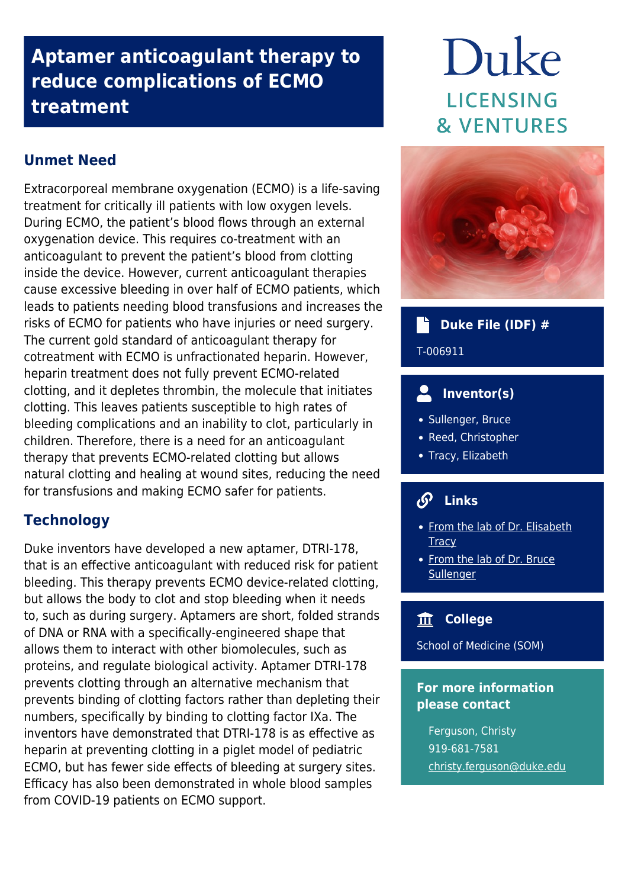# Aptamer anticoagulant therapy to reduce complications of ECMO treatment

Duke
LICENSING
& VENTURES

## Unmet Need

Extracorporeal membrane oxygenation (ECMO) is a life-saving treatment for critically ill patients with low oxygen levels. During ECMO, the patient's blood flows through an external oxygenation device. This requires co-treatment with an anticoagulant to prevent the patient's blood from clotting inside the device. However, current anticoagulant therapies cause excessive bleeding in over half of ECMO patients, which leads to patients needing blood transfusions and increases the risks of ECMO for patients who have injuries or need surgery. The current gold standard of anticoagulant therapy for cotreatment with ECMO is unfractionated heparin. However, heparin treatment does not fully prevent ECMO-related clotting, and it depletes thrombin, the molecule that initiates clotting. This leaves patients susceptible to high rates of bleeding complications and an inability to clot, particularly in children. Therefore, there is a need for an anticoagulant therapy that prevents ECMO-related clotting but allows natural clotting and healing at wound sites, reducing the need for transfusions and making ECMO safer for patients.

## Technology

Duke inventors have developed a new aptamer, DTRI-178, that is an effective anticoagulant with reduced risk for patient bleeding. This therapy prevents ECMO device-related clotting, but allows the body to clot and stop bleeding when it needs to, such as during surgery. Aptamers are short, folded strands of DNA or RNA with a specifically-engineered shape that allows them to interact with other biomolecules, such as proteins, and regulate biological activity. Aptamer DTRI-178 prevents clotting through an alternative mechanism that prevents binding of clotting factors rather than depleting their numbers, specifically by binding to clotting factor IXa. The inventors have demonstrated that DTRI-178 is as effective as heparin at preventing clotting in a piglet model of pediatric ECMO, but has fewer side effects of bleeding at surgery sites. Efficacy has also been demonstrated in whole blood samples from COVID-19 patients on ECMO support.

### Duke File (IDF) #

T-006911

### Inventor(s)

- Sullenger, Bruce
- Reed, Christopher
- Tracy, Elizabeth

### Links

- From the lab of Dr. Elisabeth Tracy
- From the lab of Dr. Bruce Sullenger

### College

School of Medicine (SOM)

### For more information please contact

Ferguson, Christy
919-681-7581
christy.ferguson@duke.edu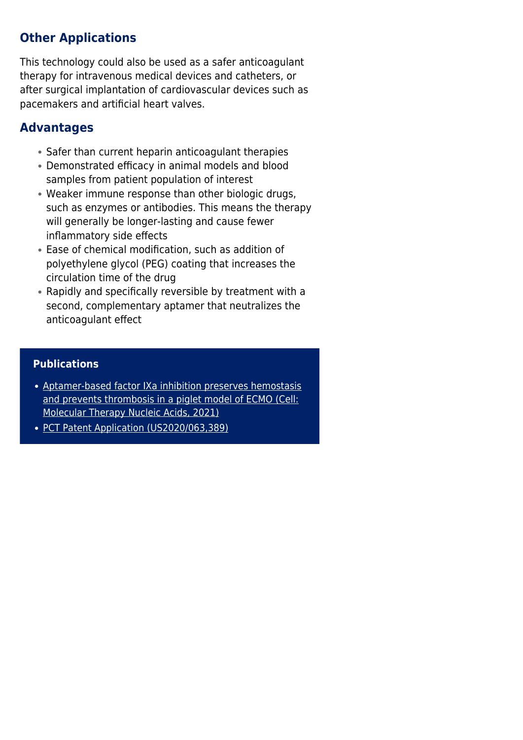## Other Applications

This technology could also be used as a safer anticoagulant therapy for intravenous medical devices and catheters, or after surgical implantation of cardiovascular devices such as pacemakers and artificial heart valves.

## Advantages

- Safer than current heparin anticoagulant therapies
- Demonstrated efficacy in animal models and blood samples from patient population of interest
- Weaker immune response than other biologic drugs, such as enzymes or antibodies. This means the therapy will generally be longer-lasting and cause fewer inflammatory side effects
- Ease of chemical modification, such as addition of polyethylene glycol (PEG) coating that increases the circulation time of the drug
- Rapidly and specifically reversible by treatment with a second, complementary aptamer that neutralizes the anticoagulant effect

### Publications

- Aptamer-based factor IXa inhibition preserves hemostasis and prevents thrombosis in a piglet model of ECMO (Cell: Molecular Therapy Nucleic Acids, 2021)
- PCT Patent Application (US2020/063,389)